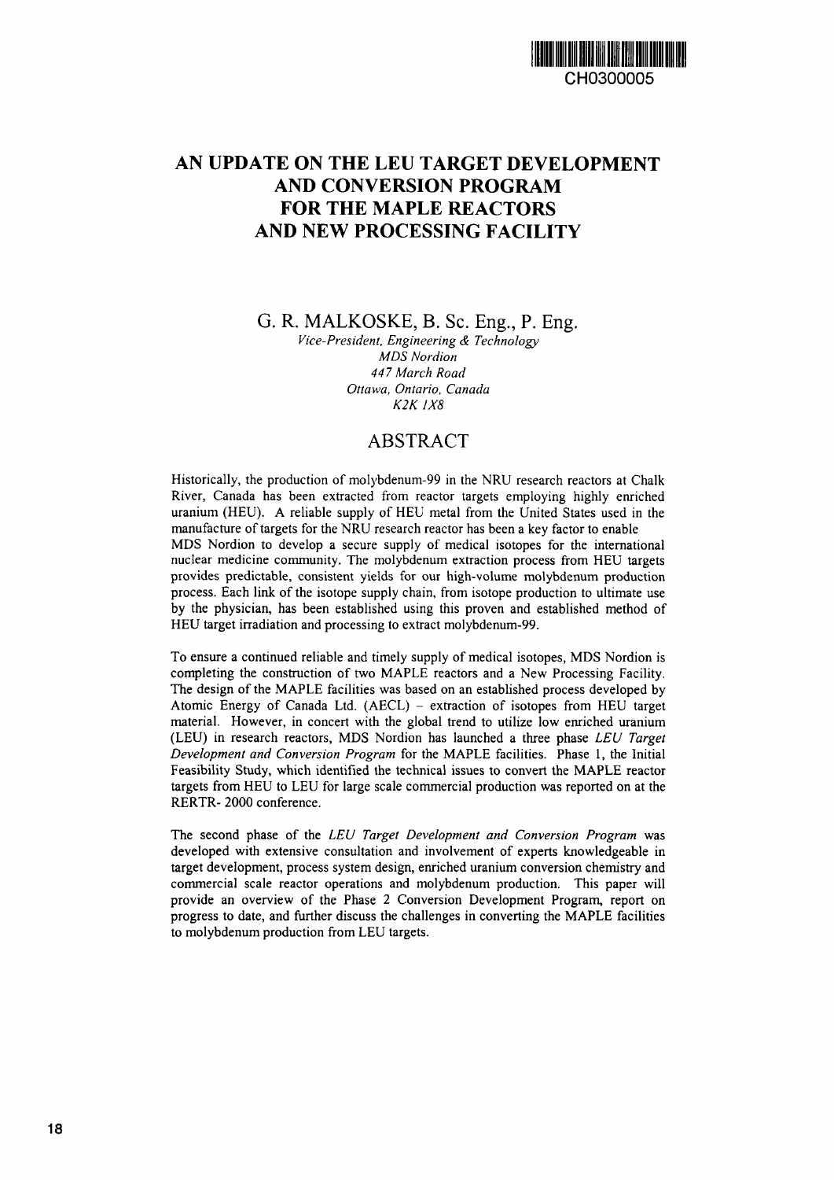CH0300005

# AN UPDATE ON THE LEU TARGET DEVELOPMENT AND CONVERSION PROGRAM FOR THE MAPLE REACTORS AND NEW PROCESSING FACILITY

G. R. MALKOSKE, B. Sc. Eng., P. Eng.

*Vice-President, Engineering & Technology*
*MDS Nordion*
*447 March Road*
*Ottawa, Ontario, Canada*
*K2K 1X8*

## ABSTRACT

Historically, the production of molybdenum-99 in the NRU research reactors at Chalk River, Canada has been extracted from reactor targets employing highly enriched uranium (HEU). A reliable supply of HEU metal from the United States used in the manufacture of targets for the NRU research reactor has been a key factor to enable MDS Nordion to develop a secure supply of medical isotopes for the international nuclear medicine community. The molybdenum extraction process from HEU targets provides predictable, consistent yields for our high-volume molybdenum production process. Each link of the isotope supply chain, from isotope production to ultimate use by the physician, has been established using this proven and established method of HEU target irradiation and processing to extract molybdenum-99.

To ensure a continued reliable and timely supply of medical isotopes, MDS Nordion is completing the construction of two MAPLE reactors and a New Processing Facility. The design of the MAPLE facilities was based on an established process developed by Atomic Energy of Canada Ltd. (AECL) – extraction of isotopes from HEU target material. However, in concert with the global trend to utilize low enriched uranium (LEU) in research reactors, MDS Nordion has launched a three phase *LEU Target Development and Conversion Program* for the MAPLE facilities. Phase 1, the Initial Feasibility Study, which identified the technical issues to convert the MAPLE reactor targets from HEU to LEU for large scale commercial production was reported on at the RERTR- 2000 conference.

The second phase of the *LEU Target Development and Conversion Program* was developed with extensive consultation and involvement of experts knowledgeable in target development, process system design, enriched uranium conversion chemistry and commercial scale reactor operations and molybdenum production. This paper will provide an overview of the Phase 2 Conversion Development Program, report on progress to date, and further discuss the challenges in converting the MAPLE facilities to molybdenum production from LEU targets.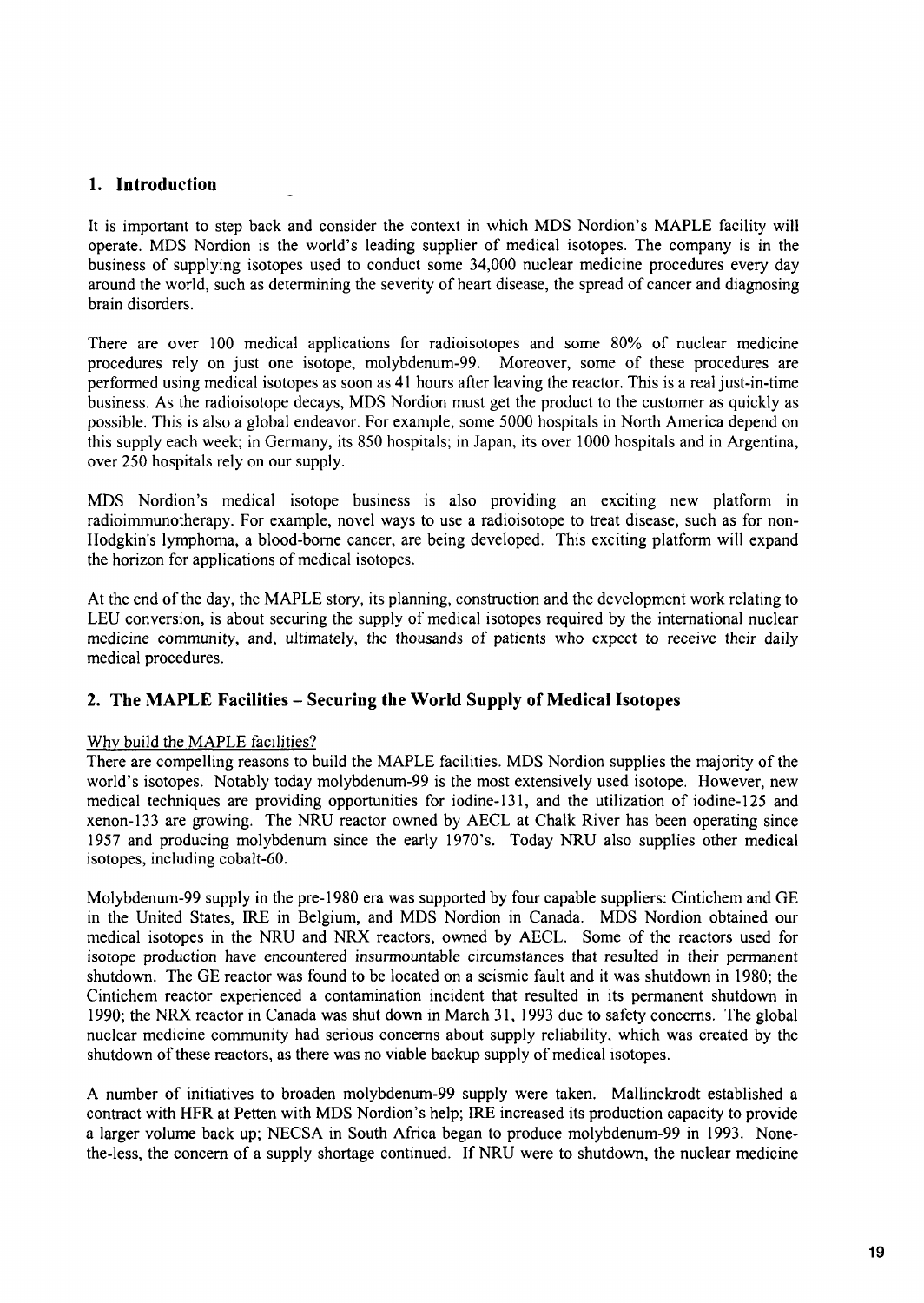## 1. Introduction

It is important to step back and consider the context in which MDS Nordion's MAPLE facility will operate. MDS Nordion is the world's leading supplier of medical isotopes. The company is in the business of supplying isotopes used to conduct some 34,000 nuclear medicine procedures every day around the world, such as determining the severity of heart disease, the spread of cancer and diagnosing brain disorders.

There are over 100 medical applications for radioisotopes and some 80% of nuclear medicine procedures rely on just one isotope, molybdenum-99. Moreover, some of these procedures are performed using medical isotopes as soon as 41 hours after leaving the reactor. This is a real just-in-time business. As the radioisotope decays, MDS Nordion must get the product to the customer as quickly as possible. This is also a global endeavor. For example, some 5000 hospitals in North America depend on this supply each week; in Germany, its 850 hospitals; in Japan, its over 1000 hospitals and in Argentina, over 250 hospitals rely on our supply.

MDS Nordion's medical isotope business is also providing an exciting new platform in radioimmunotherapy. For example, novel ways to use a radioisotope to treat disease, such as for non-Hodgkin's lymphoma, a blood-borne cancer, are being developed. This exciting platform will expand the horizon for applications of medical isotopes.

At the end of the day, the MAPLE story, its planning, construction and the development work relating to LEU conversion, is about securing the supply of medical isotopes required by the international nuclear medicine community, and, ultimately, the thousands of patients who expect to receive their daily medical procedures.

## 2. The MAPLE Facilities – Securing the World Supply of Medical Isotopes

Why build the MAPLE facilities?

There are compelling reasons to build the MAPLE facilities. MDS Nordion supplies the majority of the world's isotopes. Notably today molybdenum-99 is the most extensively used isotope. However, new medical techniques are providing opportunities for iodine-131, and the utilization of iodine-125 and xenon-133 are growing. The NRU reactor owned by AECL at Chalk River has been operating since 1957 and producing molybdenum since the early 1970's. Today NRU also supplies other medical isotopes, including cobalt-60.

Molybdenum-99 supply in the pre-1980 era was supported by four capable suppliers: Cintichem and GE in the United States, IRE in Belgium, and MDS Nordion in Canada. MDS Nordion obtained our medical isotopes in the NRU and NRX reactors, owned by AECL. Some of the reactors used for isotope production have encountered insurmountable circumstances that resulted in their permanent shutdown. The GE reactor was found to be located on a seismic fault and it was shutdown in 1980; the Cintichem reactor experienced a contamination incident that resulted in its permanent shutdown in 1990; the NRX reactor in Canada was shut down in March 31, 1993 due to safety concerns. The global nuclear medicine community had serious concerns about supply reliability, which was created by the shutdown of these reactors, as there was no viable backup supply of medical isotopes.

A number of initiatives to broaden molybdenum-99 supply were taken. Mallinckrodt established a contract with HFR at Petten with MDS Nordion's help; IRE increased its production capacity to provide a larger volume back up; NECSA in South Africa began to produce molybdenum-99 in 1993. None-the-less, the concern of a supply shortage continued. If NRU were to shutdown, the nuclear medicine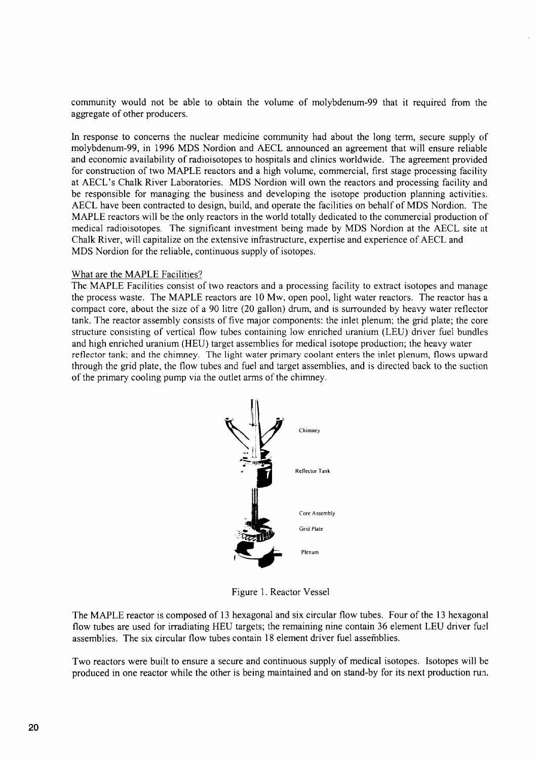community would not be able to obtain the volume of molybdenum-99 that it required from the aggregate of other producers.

In response to concerns the nuclear medicine community had about the long term, secure supply of molybdenum-99, in 1996 MDS Nordion and AECL announced an agreement that will ensure reliable and economic availability of radioisotopes to hospitals and clinics worldwide. The agreement provided for construction of two MAPLE reactors and a high volume, commercial, first stage processing facility at AECL's Chalk River Laboratories. MDS Nordion will own the reactors and processing facility and be responsible for managing the business and developing the isotope production planning activities. AECL have been contracted to design, build, and operate the facilities on behalf of MDS Nordion. The MAPLE reactors will be the only reactors in the world totally dedicated to the commercial production of medical radioisotopes. The significant investment being made by MDS Nordion at the AECL site at Chalk River, will capitalize on the extensive infrastructure, expertise and experience of AECL and MDS Nordion for the reliable, continuous supply of isotopes.

## What are the MAPLE Facilities?

The MAPLE Facilities consist of two reactors and a processing facility to extract isotopes and manage the process waste. The MAPLE reactors are 10 Mw, open pool, light water reactors. The reactor has a compact core, about the size of a 90 litre (20 gallon) drum, and is surrounded by heavy water reflector tank. The reactor assembly consists of five major components: the inlet plenum; the grid plate; the core structure consisting of vertical flow tubes containing low enriched uranium (LEU) driver fuel bundles and high enriched uranium (HEU) target assemblies for medical isotope production; the heavy water reflector tank; and the chimney. The light water primary coolant enters the inlet plenum, flows upward through the grid plate, the flow tubes and fuel and target assemblies, and is directed back to the suction of the primary cooling pump via the outlet arms of the chimney.

Chimney

Reflector Tank

Core Assembly

Grid Plate

Plenum

Figure 1. Reactor Vessel

The MAPLE reactor is composed of 13 hexagonal and six circular flow tubes. Four of the 13 hexagonal flow tubes are used for irradiating HEU targets; the remaining nine contain 36 element LEU driver fuel assemblies. The six circular flow tubes contain 18 element driver fuel assemblies.

Two reactors were built to ensure a secure and continuous supply of medical isotopes. Isotopes will be produced in one reactor while the other is being maintained and on stand-by for its next production run.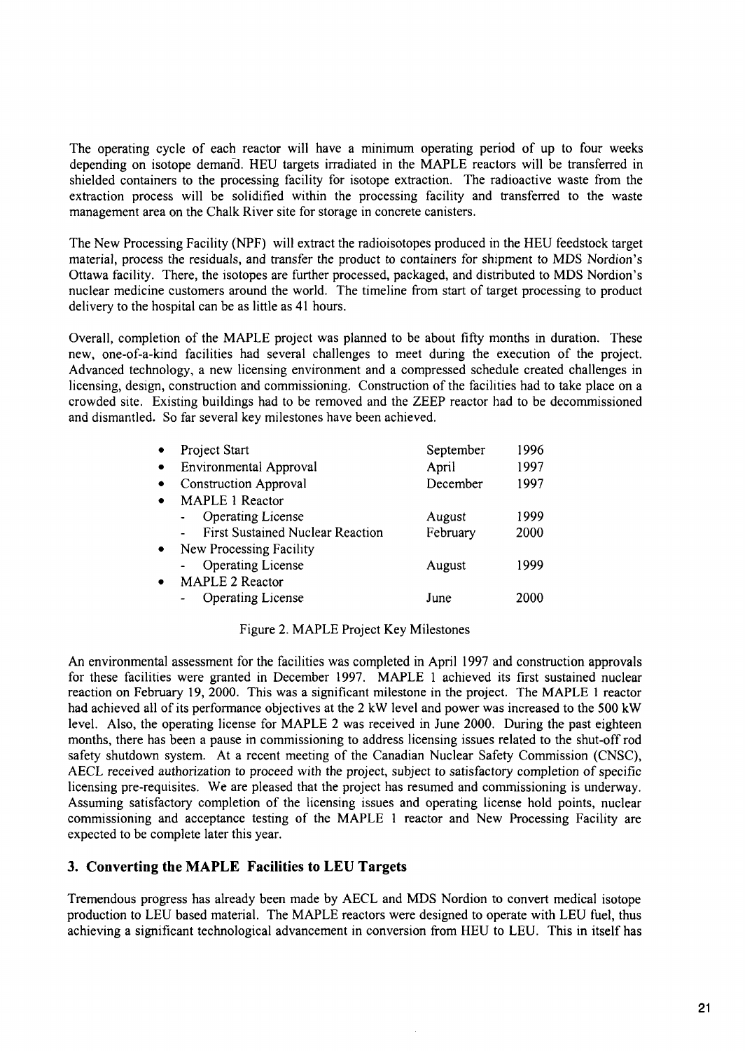The operating cycle of each reactor will have a minimum operating period of up to four weeks depending on isotope demand. HEU targets irradiated in the MAPLE reactors will be transferred in shielded containers to the processing facility for isotope extraction. The radioactive waste from the extraction process will be solidified within the processing facility and transferred to the waste management area on the Chalk River site for storage in concrete canisters.

The New Processing Facility (NPF) will extract the radioisotopes produced in the HEU feedstock target material, process the residuals, and transfer the product to containers for shipment to MDS Nordion's Ottawa facility. There, the isotopes are further processed, packaged, and distributed to MDS Nordion's nuclear medicine customers around the world. The timeline from start of target processing to product delivery to the hospital can be as little as 41 hours.

Overall, completion of the MAPLE project was planned to be about fifty months in duration. These new, one-of-a-kind facilities had several challenges to meet during the execution of the project. Advanced technology, a new licensing environment and a compressed schedule created challenges in licensing, design, construction and commissioning. Construction of the facilities had to take place on a crowded site. Existing buildings had to be removed and the ZEEP reactor had to be decommissioned and dismantled. So far several key milestones have been achieved.

| Milestone | Month | Year |
|---|---|---|
| • Project Start | September | 1996 |
| • Environmental Approval | April | 1997 |
| • Construction Approval | December | 1997 |
| • MAPLE 1 Reactor | | |
| - Operating License | August | 1999 |
| - First Sustained Nuclear Reaction | February | 2000 |
| • New Processing Facility | | |
| - Operating License | August | 1999 |
| • MAPLE 2 Reactor | | |
| - Operating License | June | 2000 |

Figure 2. MAPLE Project Key Milestones

An environmental assessment for the facilities was completed in April 1997 and construction approvals for these facilities were granted in December 1997. MAPLE 1 achieved its first sustained nuclear reaction on February 19, 2000. This was a significant milestone in the project. The MAPLE 1 reactor had achieved all of its performance objectives at the 2 kW level and power was increased to the 500 kW level. Also, the operating license for MAPLE 2 was received in June 2000. During the past eighteen months, there has been a pause in commissioning to address licensing issues related to the shut-off rod safety shutdown system. At a recent meeting of the Canadian Nuclear Safety Commission (CNSC), AECL received authorization to proceed with the project, subject to satisfactory completion of specific licensing pre-requisites. We are pleased that the project has resumed and commissioning is underway. Assuming satisfactory completion of the licensing issues and operating license hold points, nuclear commissioning and acceptance testing of the MAPLE 1 reactor and New Processing Facility are expected to be complete later this year.

## 3. Converting the MAPLE Facilities to LEU Targets

Tremendous progress has already been made by AECL and MDS Nordion to convert medical isotope production to LEU based material. The MAPLE reactors were designed to operate with LEU fuel, thus achieving a significant technological advancement in conversion from HEU to LEU. This in itself has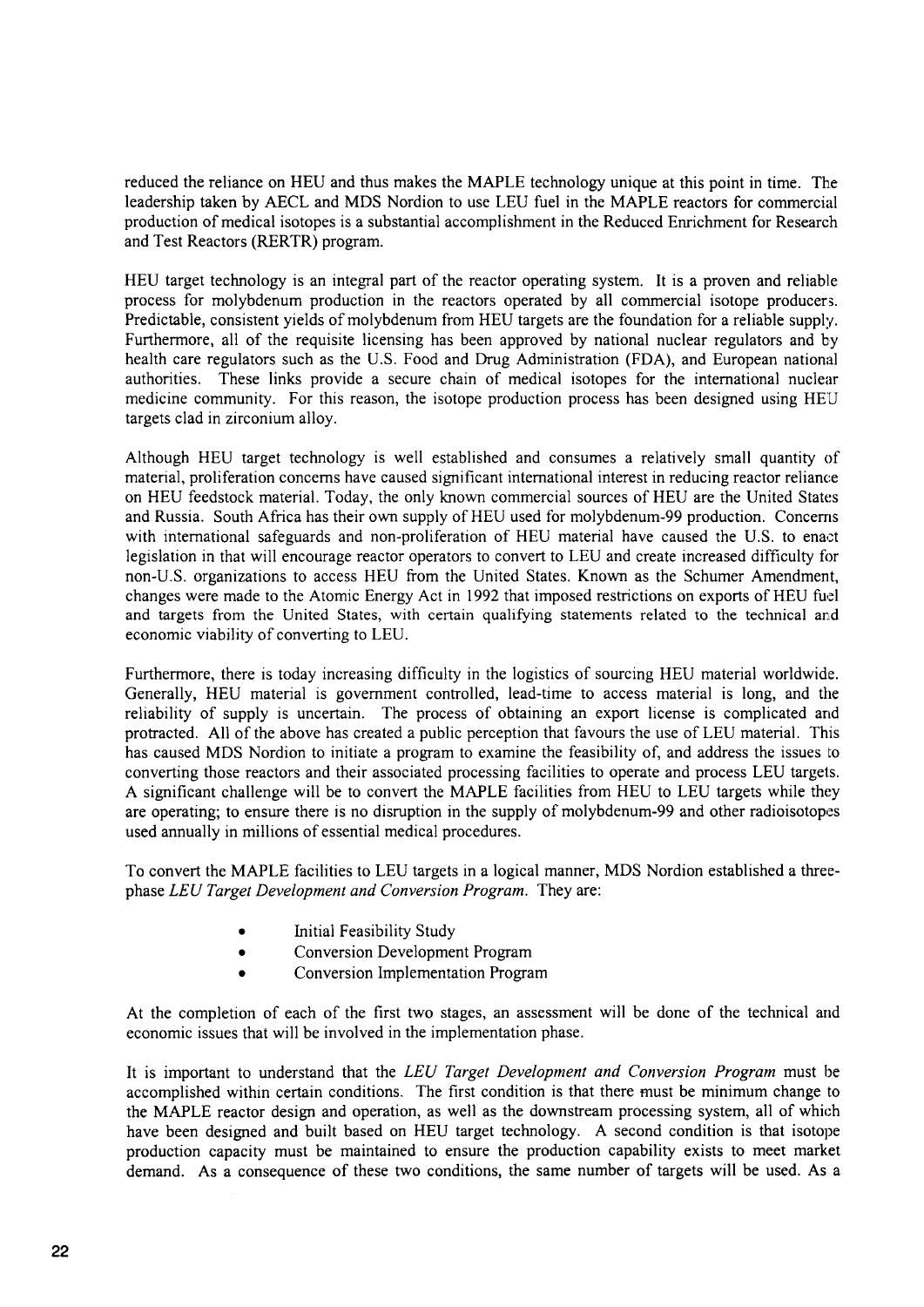reduced the reliance on HEU and thus makes the MAPLE technology unique at this point in time. The leadership taken by AECL and MDS Nordion to use LEU fuel in the MAPLE reactors for commercial production of medical isotopes is a substantial accomplishment in the Reduced Enrichment for Research and Test Reactors (RERTR) program.

HEU target technology is an integral part of the reactor operating system. It is a proven and reliable process for molybdenum production in the reactors operated by all commercial isotope producers. Predictable, consistent yields of molybdenum from HEU targets are the foundation for a reliable supply. Furthermore, all of the requisite licensing has been approved by national nuclear regulators and by health care regulators such as the U.S. Food and Drug Administration (FDA), and European national authorities. These links provide a secure chain of medical isotopes for the international nuclear medicine community. For this reason, the isotope production process has been designed using HEU targets clad in zirconium alloy.

Although HEU target technology is well established and consumes a relatively small quantity of material, proliferation concerns have caused significant international interest in reducing reactor reliance on HEU feedstock material. Today, the only known commercial sources of HEU are the United States and Russia. South Africa has their own supply of HEU used for molybdenum-99 production. Concerns with international safeguards and non-proliferation of HEU material have caused the U.S. to enact legislation in that will encourage reactor operators to convert to LEU and create increased difficulty for non-U.S. organizations to access HEU from the United States. Known as the Schumer Amendment, changes were made to the Atomic Energy Act in 1992 that imposed restrictions on exports of HEU fuel and targets from the United States, with certain qualifying statements related to the technical and economic viability of converting to LEU.

Furthermore, there is today increasing difficulty in the logistics of sourcing HEU material worldwide. Generally, HEU material is government controlled, lead-time to access material is long, and the reliability of supply is uncertain. The process of obtaining an export license is complicated and protracted. All of the above has created a public perception that favours the use of LEU material. This has caused MDS Nordion to initiate a program to examine the feasibility of, and address the issues to converting those reactors and their associated processing facilities to operate and process LEU targets. A significant challenge will be to convert the MAPLE facilities from HEU to LEU targets while they are operating; to ensure there is no disruption in the supply of molybdenum-99 and other radioisotopes used annually in millions of essential medical procedures.

To convert the MAPLE facilities to LEU targets in a logical manner, MDS Nordion established a three-phase *LEU Target Development and Conversion Program*. They are:

- Initial Feasibility Study
- Conversion Development Program
- Conversion Implementation Program

At the completion of each of the first two stages, an assessment will be done of the technical and economic issues that will be involved in the implementation phase.

It is important to understand that the *LEU Target Development and Conversion Program* must be accomplished within certain conditions. The first condition is that there must be minimum change to the MAPLE reactor design and operation, as well as the downstream processing system, all of which have been designed and built based on HEU target technology. A second condition is that isotope production capacity must be maintained to ensure the production capability exists to meet market demand. As a consequence of these two conditions, the same number of targets will be used. As a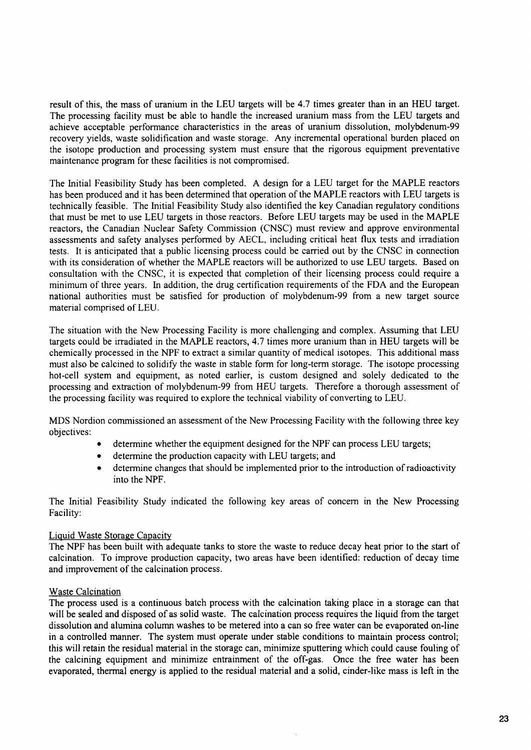result of this, the mass of uranium in the LEU targets will be 4.7 times greater than in an HEU target. The processing facility must be able to handle the increased uranium mass from the LEU targets and achieve acceptable performance characteristics in the areas of uranium dissolution, molybdenum-99 recovery yields, waste solidification and waste storage. Any incremental operational burden placed on the isotope production and processing system must ensure that the rigorous equipment preventative maintenance program for these facilities is not compromised.

The Initial Feasibility Study has been completed. A design for a LEU target for the MAPLE reactors has been produced and it has been determined that operation of the MAPLE reactors with LEU targets is technically feasible. The Initial Feasibility Study also identified the key Canadian regulatory conditions that must be met to use LEU targets in those reactors. Before LEU targets may be used in the MAPLE reactors, the Canadian Nuclear Safety Commission (CNSC) must review and approve environmental assessments and safety analyses performed by AECL, including critical heat flux tests and irradiation tests. It is anticipated that a public licensing process could be carried out by the CNSC in connection with its consideration of whether the MAPLE reactors will be authorized to use LEU targets. Based on consultation with the CNSC, it is expected that completion of their licensing process could require a minimum of three years. In addition, the drug certification requirements of the FDA and the European national authorities must be satisfied for production of molybdenum-99 from a new target source material comprised of LEU.

The situation with the New Processing Facility is more challenging and complex. Assuming that LEU targets could be irradiated in the MAPLE reactors, 4.7 times more uranium than in HEU targets will be chemically processed in the NPF to extract a similar quantity of medical isotopes. This additional mass must also be calcined to solidify the waste in stable form for long-term storage. The isotope processing hot-cell system and equipment, as noted earlier, is custom designed and solely dedicated to the processing and extraction of molybdenum-99 from HEU targets. Therefore a thorough assessment of the processing facility was required to explore the technical viability of converting to LEU.

MDS Nordion commissioned an assessment of the New Processing Facility with the following three key objectives:

- determine whether the equipment designed for the NPF can process LEU targets;
- determine the production capacity with LEU targets; and
- determine changes that should be implemented prior to the introduction of radioactivity into the NPF.

The Initial Feasibility Study indicated the following key areas of concern in the New Processing Facility:

Liquid Waste Storage Capacity

The NPF has been built with adequate tanks to store the waste to reduce decay heat prior to the start of calcination. To improve production capacity, two areas have been identified: reduction of decay time and improvement of the calcination process.

Waste Calcination

The process used is a continuous batch process with the calcination taking place in a storage can that will be sealed and disposed of as solid waste. The calcination process requires the liquid from the target dissolution and alumina column washes to be metered into a can so free water can be evaporated on-line in a controlled manner. The system must operate under stable conditions to maintain process control; this will retain the residual material in the storage can, minimize sputtering which could cause fouling of the calcining equipment and minimize entrainment of the off-gas. Once the free water has been evaporated, thermal energy is applied to the residual material and a solid, cinder-like mass is left in the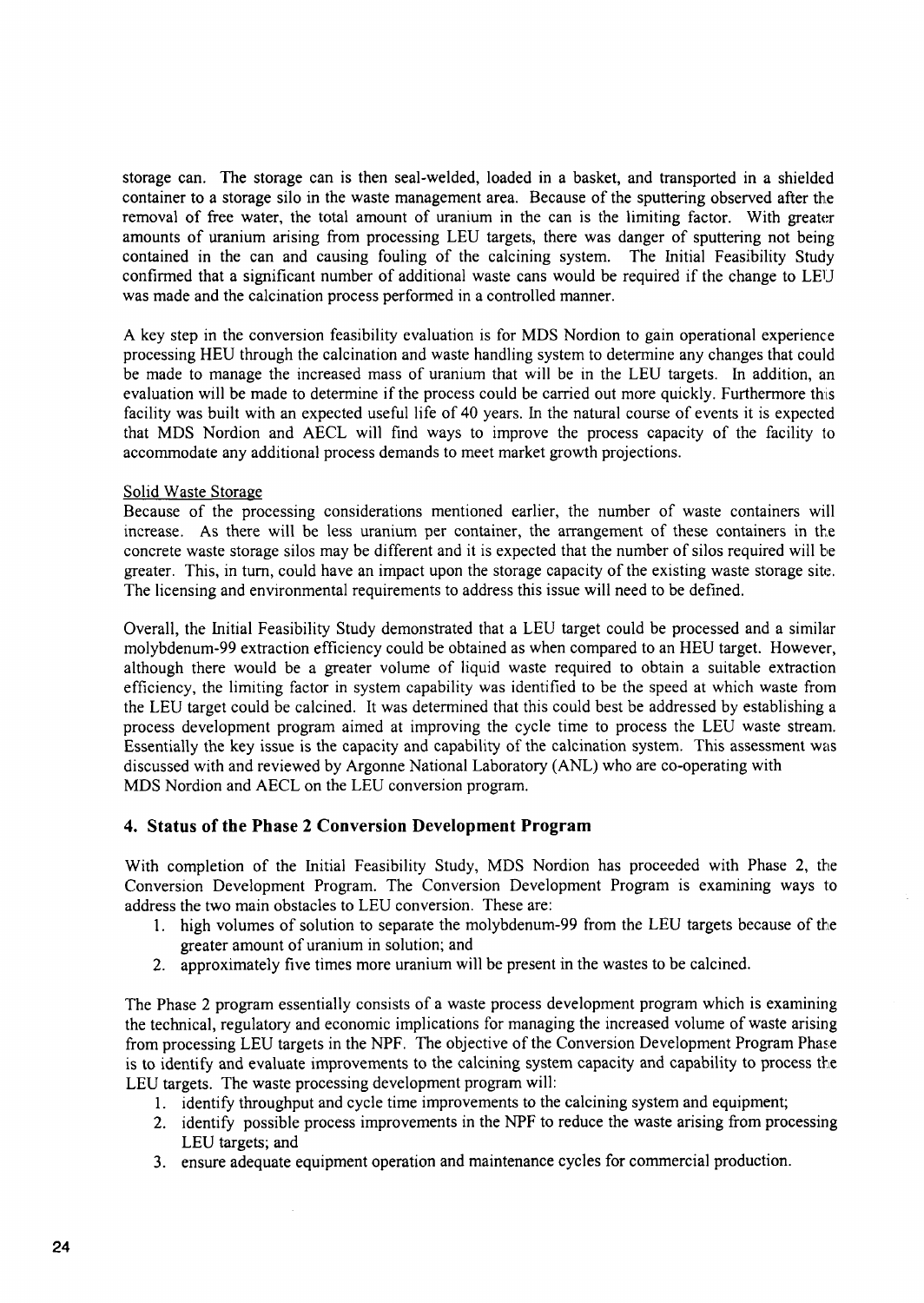storage can. The storage can is then seal-welded, loaded in a basket, and transported in a shielded container to a storage silo in the waste management area. Because of the sputtering observed after the removal of free water, the total amount of uranium in the can is the limiting factor. With greater amounts of uranium arising from processing LEU targets, there was danger of sputtering not being contained in the can and causing fouling of the calcining system. The Initial Feasibility Study confirmed that a significant number of additional waste cans would be required if the change to LEU was made and the calcination process performed in a controlled manner.

A key step in the conversion feasibility evaluation is for MDS Nordion to gain operational experience processing HEU through the calcination and waste handling system to determine any changes that could be made to manage the increased mass of uranium that will be in the LEU targets. In addition, an evaluation will be made to determine if the process could be carried out more quickly. Furthermore this facility was built with an expected useful life of 40 years. In the natural course of events it is expected that MDS Nordion and AECL will find ways to improve the process capacity of the facility to accommodate any additional process demands to meet market growth projections.

Solid Waste Storage

Because of the processing considerations mentioned earlier, the number of waste containers will increase. As there will be less uranium per container, the arrangement of these containers in the concrete waste storage silos may be different and it is expected that the number of silos required will be greater. This, in turn, could have an impact upon the storage capacity of the existing waste storage site. The licensing and environmental requirements to address this issue will need to be defined.

Overall, the Initial Feasibility Study demonstrated that a LEU target could be processed and a similar molybdenum-99 extraction efficiency could be obtained as when compared to an HEU target. However, although there would be a greater volume of liquid waste required to obtain a suitable extraction efficiency, the limiting factor in system capability was identified to be the speed at which waste from the LEU target could be calcined. It was determined that this could best be addressed by establishing a process development program aimed at improving the cycle time to process the LEU waste stream. Essentially the key issue is the capacity and capability of the calcination system. This assessment was discussed with and reviewed by Argonne National Laboratory (ANL) who are co-operating with MDS Nordion and AECL on the LEU conversion program.

## 4. Status of the Phase 2 Conversion Development Program

With completion of the Initial Feasibility Study, MDS Nordion has proceeded with Phase 2, the Conversion Development Program. The Conversion Development Program is examining ways to address the two main obstacles to LEU conversion. These are:

1. high volumes of solution to separate the molybdenum-99 from the LEU targets because of the greater amount of uranium in solution; and
2. approximately five times more uranium will be present in the wastes to be calcined.

The Phase 2 program essentially consists of a waste process development program which is examining the technical, regulatory and economic implications for managing the increased volume of waste arising from processing LEU targets in the NPF. The objective of the Conversion Development Program Phase is to identify and evaluate improvements to the calcining system capacity and capability to process the LEU targets. The waste processing development program will:

1. identify throughput and cycle time improvements to the calcining system and equipment;
2. identify possible process improvements in the NPF to reduce the waste arising from processing LEU targets; and
3. ensure adequate equipment operation and maintenance cycles for commercial production.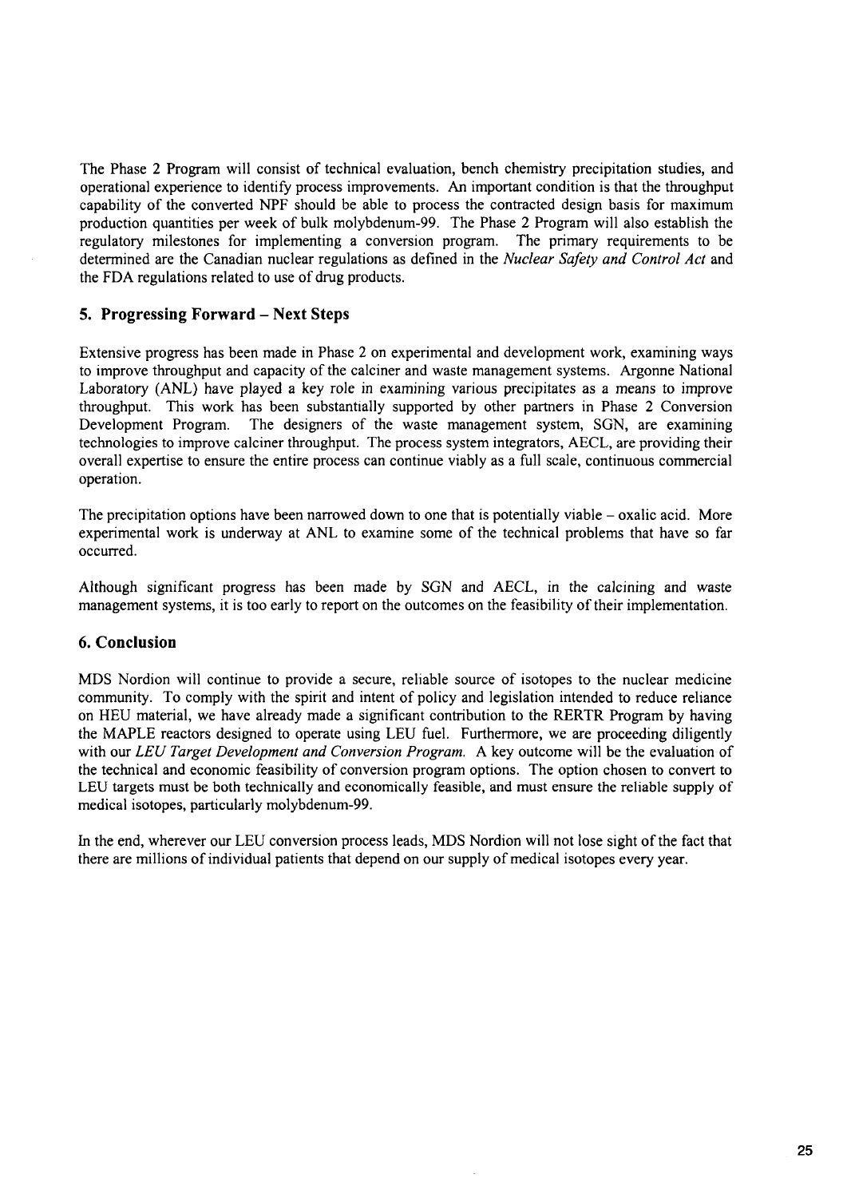The Phase 2 Program will consist of technical evaluation, bench chemistry precipitation studies, and operational experience to identify process improvements. An important condition is that the throughput capability of the converted NPF should be able to process the contracted design basis for maximum production quantities per week of bulk molybdenum-99. The Phase 2 Program will also establish the regulatory milestones for implementing a conversion program. The primary requirements to be determined are the Canadian nuclear regulations as defined in the *Nuclear Safety and Control Act* and the FDA regulations related to use of drug products.

## 5. Progressing Forward – Next Steps

Extensive progress has been made in Phase 2 on experimental and development work, examining ways to improve throughput and capacity of the calciner and waste management systems. Argonne National Laboratory (ANL) have played a key role in examining various precipitates as a means to improve throughput. This work has been substantially supported by other partners in Phase 2 Conversion Development Program. The designers of the waste management system, SGN, are examining technologies to improve calciner throughput. The process system integrators, AECL, are providing their overall expertise to ensure the entire process can continue viably as a full scale, continuous commercial operation.

The precipitation options have been narrowed down to one that is potentially viable – oxalic acid. More experimental work is underway at ANL to examine some of the technical problems that have so far occurred.

Although significant progress has been made by SGN and AECL, in the calcining and waste management systems, it is too early to report on the outcomes on the feasibility of their implementation.

## 6. Conclusion

MDS Nordion will continue to provide a secure, reliable source of isotopes to the nuclear medicine community. To comply with the spirit and intent of policy and legislation intended to reduce reliance on HEU material, we have already made a significant contribution to the RERTR Program by having the MAPLE reactors designed to operate using LEU fuel. Furthermore, we are proceeding diligently with our *LEU Target Development and Conversion Program.* A key outcome will be the evaluation of the technical and economic feasibility of conversion program options. The option chosen to convert to LEU targets must be both technically and economically feasible, and must ensure the reliable supply of medical isotopes, particularly molybdenum-99.

In the end, wherever our LEU conversion process leads, MDS Nordion will not lose sight of the fact that there are millions of individual patients that depend on our supply of medical isotopes every year.